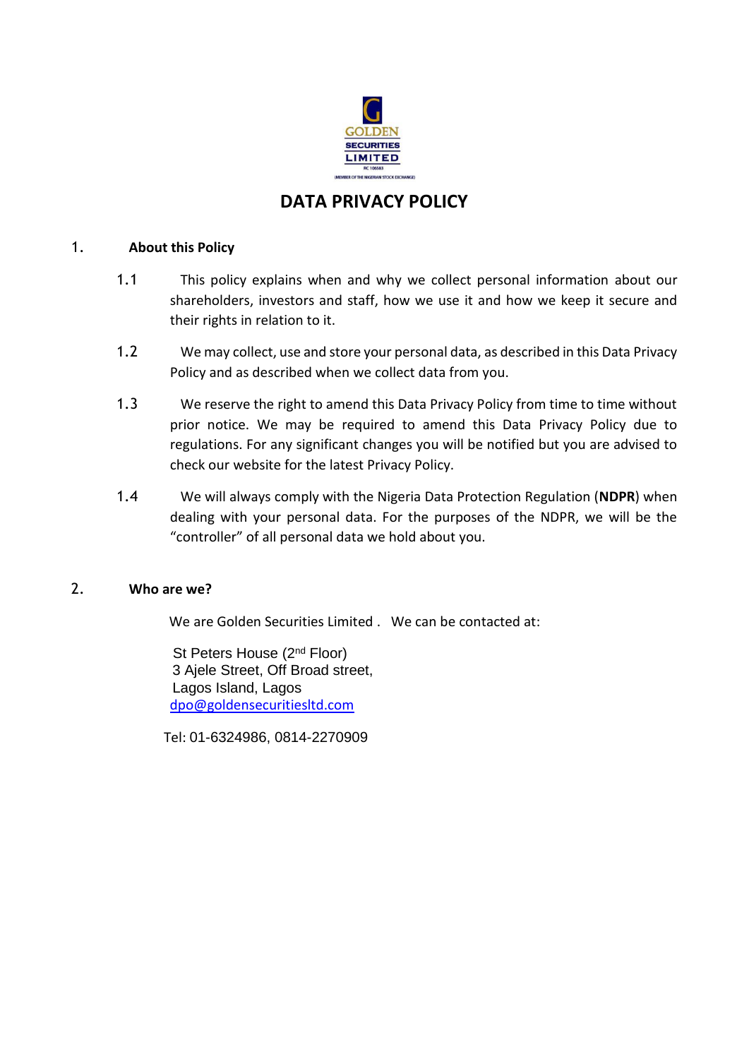GOLDEN SECURITIES LIMITED
RC 106583
(MEMBER OF THE NIGERIAN STOCK EXCHANGE)

# DATA PRIVACY POLICY

## 1. About this Policy

1.1 This policy explains when and why we collect personal information about our shareholders, investors and staff, how we use it and how we keep it secure and their rights in relation to it.

1.2 We may collect, use and store your personal data, as described in this Data Privacy Policy and as described when we collect data from you.

1.3 We reserve the right to amend this Data Privacy Policy from time to time without prior notice. We may be required to amend this Data Privacy Policy due to regulations. For any significant changes you will be notified but you are advised to check our website for the latest Privacy Policy.

1.4 We will always comply with the Nigeria Data Protection Regulation (**NDPR**) when dealing with your personal data. For the purposes of the NDPR, we will be the "controller" of all personal data we hold about you.

## 2. Who are we?

We are Golden Securities Limited . We can be contacted at:

St Peters House (2nd Floor)
3 Ajele Street, Off Broad street,
Lagos Island, Lagos
dpo@goldensecuritiesltd.com

Tel: 01-6324986, 0814-2270909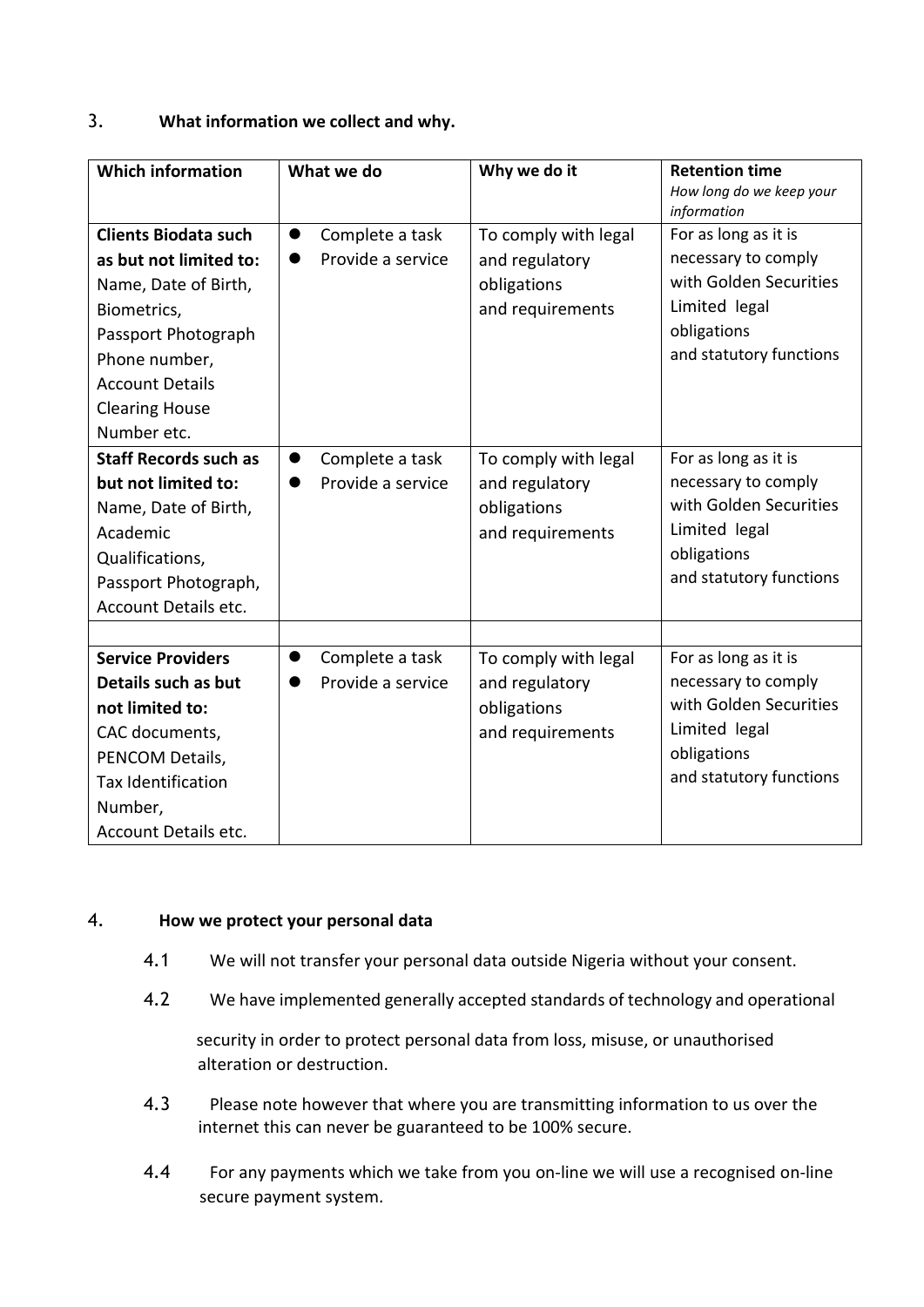## 3. What information we collect and why.

| Which information | What we do | Why we do it | Retention time<br>*How long do we keep your information* |
|---|---|---|---|
| **Clients Biodata such as but not limited to:** Name, Date of Birth, Biometrics, Passport Photograph Phone number, Account Details Clearing House Number etc. | • Complete a task<br>• Provide a service | To comply with legal and regulatory obligations and requirements | For as long as it is necessary to comply with Golden Securities Limited legal obligations and statutory functions |
| **Staff Records such as but not limited to:** Name, Date of Birth, Academic Qualifications, Passport Photograph, Account Details etc. | • Complete a task<br>• Provide a service | To comply with legal and regulatory obligations and requirements | For as long as it is necessary to comply with Golden Securities Limited legal obligations and statutory functions |
| | | | |
| **Service Providers Details such as but not limited to:** CAC documents, PENCOM Details, Tax Identification Number, Account Details etc. | • Complete a task<br>• Provide a service | To comply with legal and regulatory obligations and requirements | For as long as it is necessary to comply with Golden Securities Limited legal obligations and statutory functions |

## 4. How we protect your personal data

4.1 We will not transfer your personal data outside Nigeria without your consent.

4.2 We have implemented generally accepted standards of technology and operational security in order to protect personal data from loss, misuse, or unauthorised alteration or destruction.

4.3 Please note however that where you are transmitting information to us over the internet this can never be guaranteed to be 100% secure.

4.4 For any payments which we take from you on-line we will use a recognised on-line secure payment system.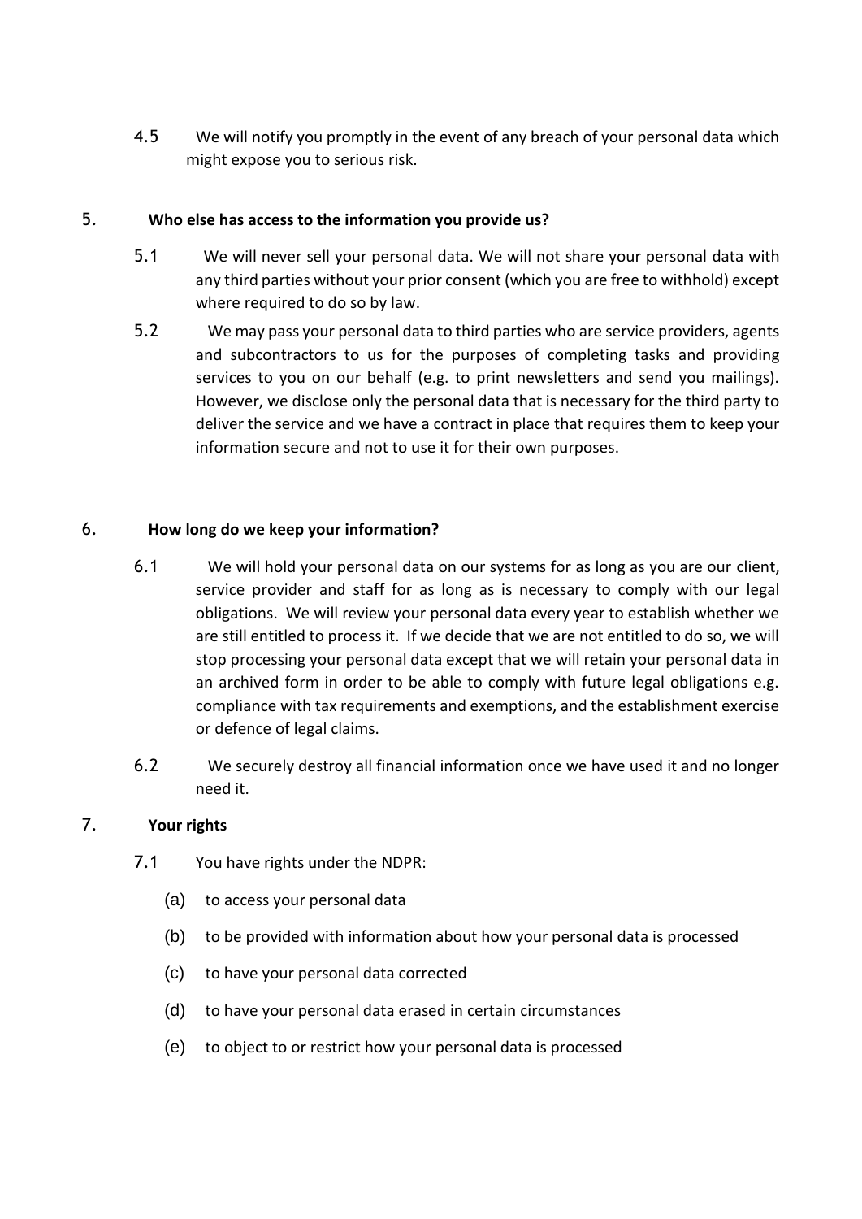4.5 We will notify you promptly in the event of any breach of your personal data which might expose you to serious risk.

## 5. Who else has access to the information you provide us?

5.1 We will never sell your personal data. We will not share your personal data with any third parties without your prior consent (which you are free to withhold) except where required to do so by law.

5.2 We may pass your personal data to third parties who are service providers, agents and subcontractors to us for the purposes of completing tasks and providing services to you on our behalf (e.g. to print newsletters and send you mailings). However, we disclose only the personal data that is necessary for the third party to deliver the service and we have a contract in place that requires them to keep your information secure and not to use it for their own purposes.

## 6. How long do we keep your information?

6.1 We will hold your personal data on our systems for as long as you are our client, service provider and staff for as long as is necessary to comply with our legal obligations. We will review your personal data every year to establish whether we are still entitled to process it. If we decide that we are not entitled to do so, we will stop processing your personal data except that we will retain your personal data in an archived form in order to be able to comply with future legal obligations e.g. compliance with tax requirements and exemptions, and the establishment exercise or defence of legal claims.

6.2 We securely destroy all financial information once we have used it and no longer need it.

## 7. Your rights

7.1 You have rights under the NDPR:

(a) to access your personal data

(b) to be provided with information about how your personal data is processed

(c) to have your personal data corrected

(d) to have your personal data erased in certain circumstances

(e) to object to or restrict how your personal data is processed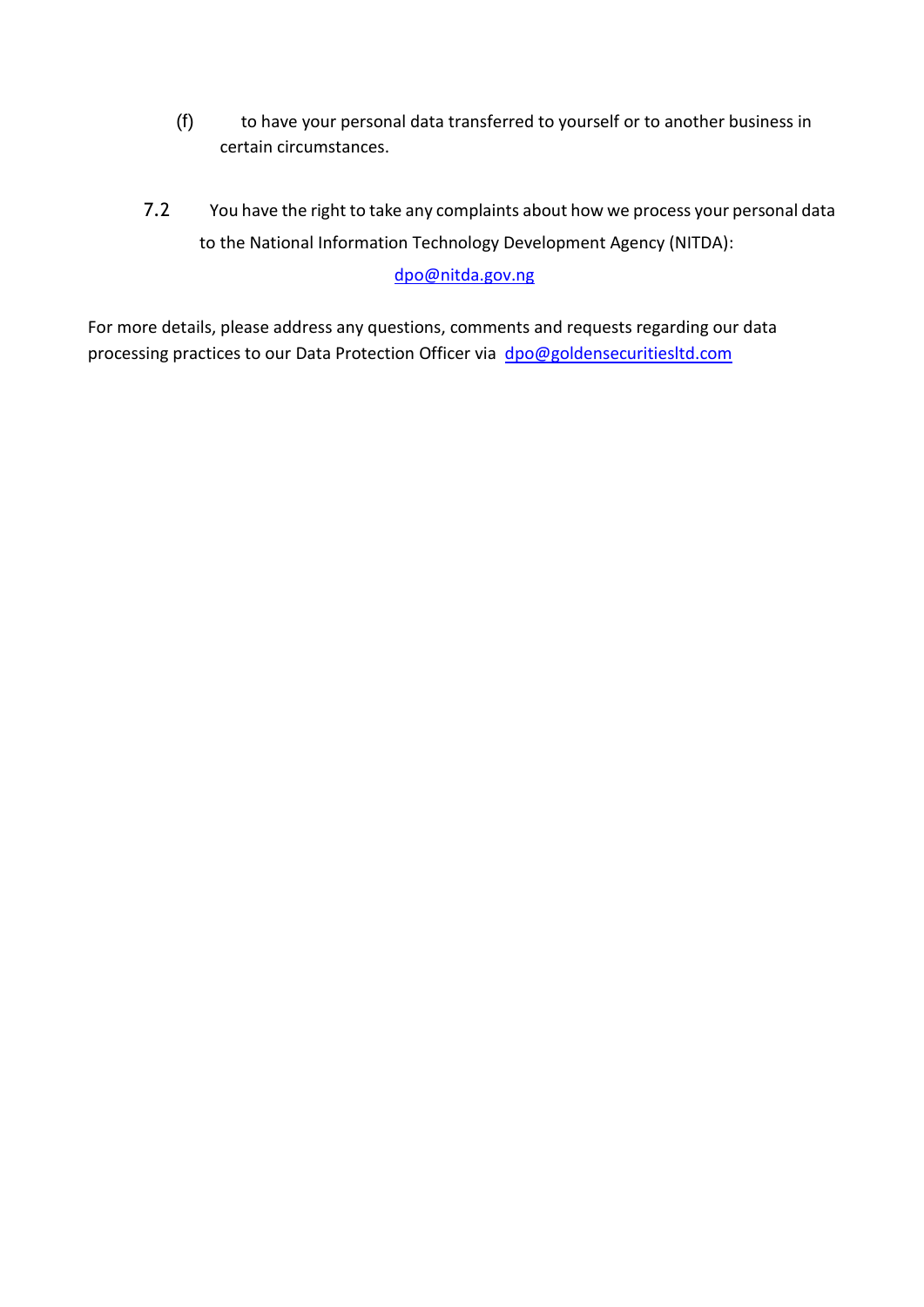(f) to have your personal data transferred to yourself or to another business in certain circumstances.

7.2 You have the right to take any complaints about how we process your personal data to the National Information Technology Development Agency (NITDA):

dpo@nitda.gov.ng

For more details, please address any questions, comments and requests regarding our data processing practices to our Data Protection Officer via dpo@goldensecuritiesltd.com